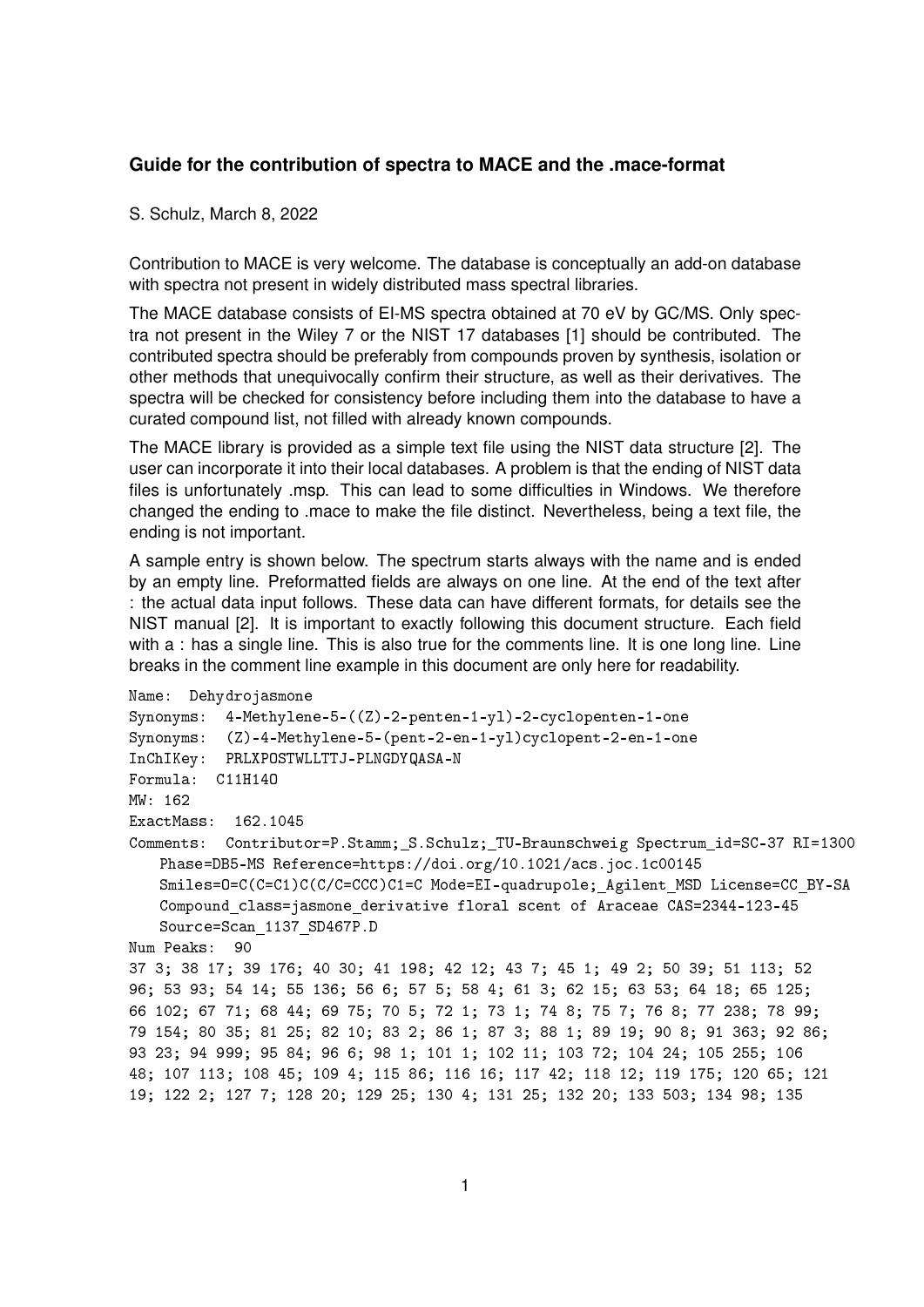### Guide for the contribution of spectra to MACE and the .mace-format

S. Schulz, March 8, 2022

Contribution to MACE is very welcome. The database is conceptually an add-on database with spectra not present in widely distributed mass spectral libraries.

The MACE database consists of EI-MS spectra obtained at 70 eV by GC/MS. Only spectra not present in the Wiley 7 or the NIST 17 databases [1] should be contributed. The contributed spectra should be preferably from compounds proven by synthesis, isolation or other methods that unequivocally confirm their structure, as well as their derivatives. The spectra will be checked for consistency before including them into the database to have a curated compound list, not filled with already known compounds.

The MACE library is provided as a simple text file using the NIST data structure [2]. The user can incorporate it into their local databases. A problem is that the ending of NIST data files is unfortunately .msp. This can lead to some difficulties in Windows. We therefore changed the ending to .mace to make the file distinct. Nevertheless, being a text file, the ending is not important.

A sample entry is shown below. The spectrum starts always with the name and is ended by an empty line. Preformatted fields are always on one line. At the end of the text after : the actual data input follows. These data can have different formats, for details see the NIST manual [2]. It is important to exactly following this document structure. Each field with a : has a single line. This is also true for the comments line. It is one long line. Line breaks in the comment line example in this document are only here for readability.

```
Name:  Dehydrojasmone
Synonyms:  4-Methylene-5-((Z)-2-penten-1-yl)-2-cyclopenten-1-one
Synonyms:  (Z)-4-Methylene-5-(pent-2-en-1-yl)cyclopent-2-en-1-one
InChIKey:  PRLXPOSTWLLTTJ-PLNGDYQASA-N
Formula:  C11H14O
MW: 162
ExactMass:  162.1045
Comments:  Contributor=P.Stamm;_S.Schulz;_TU-Braunschweig Spectrum_id=SC-37 RI=1300
   Phase=DB5-MS Reference=https://doi.org/10.1021/acs.joc.1c00145
   Smiles=O=C(C=C1)C(C/C=CCC)C1=C Mode=EI-quadrupole;_Agilent_MSD License=CC_BY-SA
   Compound_class=jasmone_derivative floral scent of Araceae CAS=2344-123-45
   Source=Scan_1137_SD467P.D
Num Peaks:  90
37 3; 38 17; 39 176; 40 30; 41 198; 42 12; 43 7; 45 1; 49 2; 50 39; 51 113; 52
96; 53 93; 54 14; 55 136; 56 6; 57 5; 58 4; 61 3; 62 15; 63 53; 64 18; 65 125;
66 102; 67 71; 68 44; 69 75; 70 5; 72 1; 73 1; 74 8; 75 7; 76 8; 77 238; 78 99;
79 154; 80 35; 81 25; 82 10; 83 2; 86 1; 87 3; 88 1; 89 19; 90 8; 91 363; 92 86;
93 23; 94 999; 95 84; 96 6; 98 1; 101 1; 102 11; 103 72; 104 24; 105 255; 106
48; 107 113; 108 45; 109 4; 115 86; 116 16; 117 42; 118 12; 119 175; 120 65; 121
19; 122 2; 127 7; 128 20; 129 25; 130 4; 131 25; 132 20; 133 503; 134 98; 135
```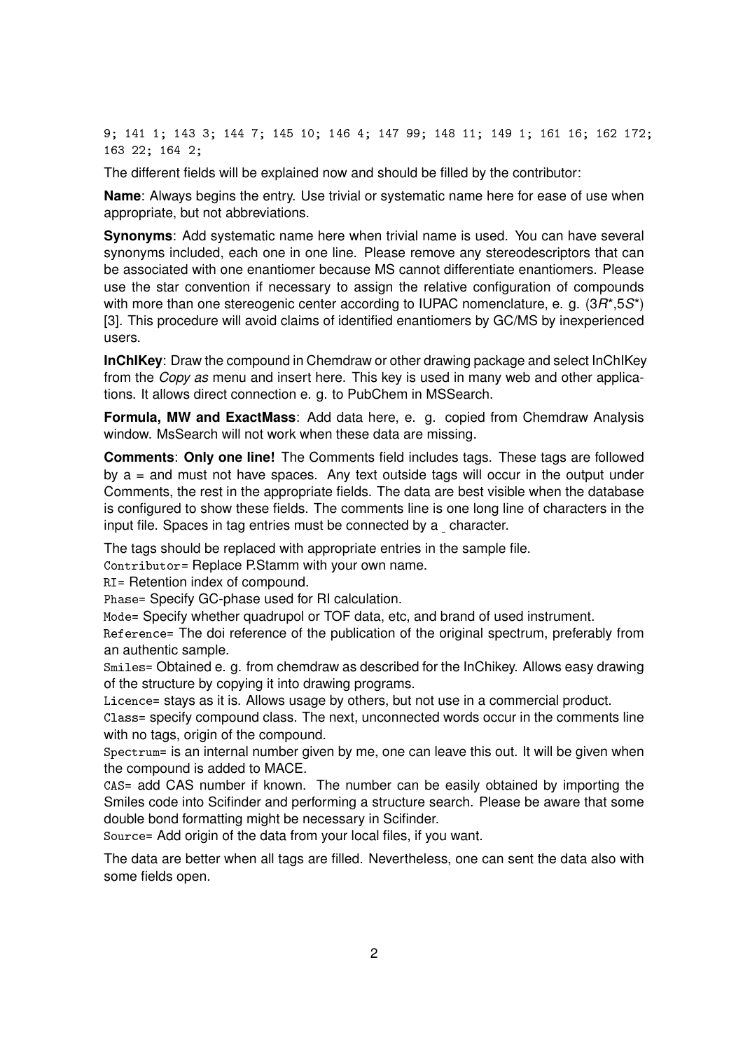```
9; 141 1; 143 3; 144 7; 145 10; 146 4; 147 99; 148 11; 149 1; 161 16; 162 172;
163 22; 164 2;
```

The different fields will be explained now and should be filled by the contributor:

**Name**: Always begins the entry. Use trivial or systematic name here for ease of use when appropriate, but not abbreviations.

**Synonyms**: Add systematic name here when trivial name is used. You can have several synonyms included, each one in one line. Please remove any stereodescriptors that can be associated with one enantiomer because MS cannot differentiate enantiomers. Please use the star convention if necessary to assign the relative configuration of compounds with more than one stereogenic center according to IUPAC nomenclature, e. g. (3*R**,5*S**) [3]. This procedure will avoid claims of identified enantiomers by GC/MS by inexperienced users.

**InChIKey**: Draw the compound in Chemdraw or other drawing package and select InChIKey from the *Copy as* menu and insert here. This key is used in many web and other applications. It allows direct connection e. g. to PubChem in MSSearch.

**Formula, MW and ExactMass**: Add data here, e. g. copied from Chemdraw Analysis window. MsSearch will not work when these data are missing.

**Comments**: **Only one line!** The Comments field includes tags. These tags are followed by a = and must not have spaces. Any text outside tags will occur in the output under Comments, the rest in the appropriate fields. The data are best visible when the database is configured to show these fields. The comments line is one long line of characters in the input file. Spaces in tag entries must be connected by a _ character.

The tags should be replaced with appropriate entries in the sample file.
`Contributor=` Replace P.Stamm with your own name.
`RI=` Retention index of compound.
`Phase=` Specify GC-phase used for RI calculation.
`Mode=` Specify whether quadrupol or TOF data, etc, and brand of used instrument.
`Reference=` The doi reference of the publication of the original spectrum, preferably from an authentic sample.
`Smiles=` Obtained e. g. from chemdraw as described for the InChikey. Allows easy drawing of the structure by copying it into drawing programs.
`Licence=` stays as it is. Allows usage by others, but not use in a commercial product.
`Class=` specify compound class. The next, unconnected words occur in the comments line with no tags, origin of the compound.
`Spectrum=` is an internal number given by me, one can leave this out. It will be given when the compound is added to MACE.
`CAS=` add CAS number if known. The number can be easily obtained by importing the Smiles code into Scifinder and performing a structure search. Please be aware that some double bond formatting might be necessary in Scifinder.
`Source=` Add origin of the data from your local files, if you want.

The data are better when all tags are filled. Nevertheless, one can sent the data also with some fields open.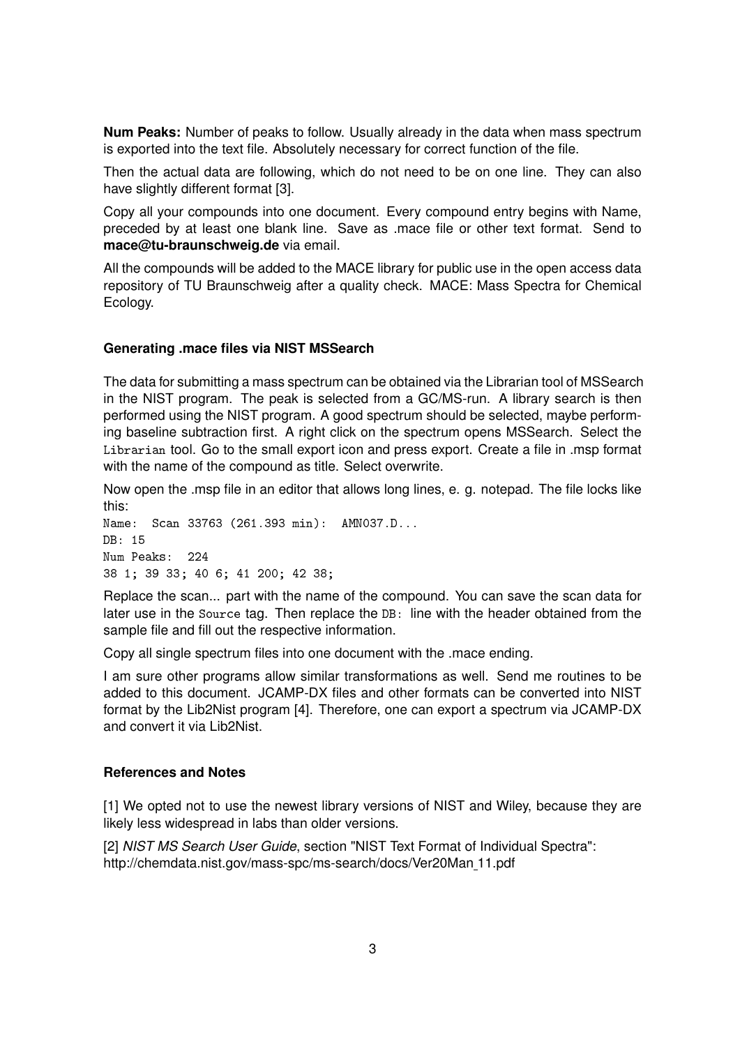**Num Peaks:** Number of peaks to follow. Usually already in the data when mass spectrum is exported into the text file. Absolutely necessary for correct function of the file.

Then the actual data are following, which do not need to be on one line. They can also have slightly different format [3].

Copy all your compounds into one document. Every compound entry begins with Name, preceded by at least one blank line. Save as .mace file or other text format. Send to **mace@tu-braunschweig.de** via email.

All the compounds will be added to the MACE library for public use in the open access data repository of TU Braunschweig after a quality check. MACE: Mass Spectra for Chemical Ecology.

### Generating .mace files via NIST MSSearch

The data for submitting a mass spectrum can be obtained via the Librarian tool of MSSearch in the NIST program. The peak is selected from a GC/MS-run. A library search is then performed using the NIST program. A good spectrum should be selected, maybe performing baseline subtraction first. A right click on the spectrum opens MSSearch. Select the `Librarian` tool. Go to the small export icon and press export. Create a file in .msp format with the name of the compound as title. Select overwrite.

Now open the .msp file in an editor that allows long lines, e. g. notepad. The file locks like this:

```
Name:  Scan 33763 (261.393 min):  AMN037.D...
DB: 15
Num Peaks:  224
38 1; 39 33; 40 6; 41 200; 42 38;
```

Replace the scan... part with the name of the compound. You can save the scan data for later use in the `Source` tag. Then replace the `DB:` line with the header obtained from the sample file and fill out the respective information.

Copy all single spectrum files into one document with the .mace ending.

I am sure other programs allow similar transformations as well. Send me routines to be added to this document. JCAMP-DX files and other formats can be converted into NIST format by the Lib2Nist program [4]. Therefore, one can export a spectrum via JCAMP-DX and convert it via Lib2Nist.

### References and Notes

[1] We opted not to use the newest library versions of NIST and Wiley, because they are likely less widespread in labs than older versions.

[2] *NIST MS Search User Guide*, section "NIST Text Format of Individual Spectra": http://chemdata.nist.gov/mass-spc/ms-search/docs/Ver20Man_11.pdf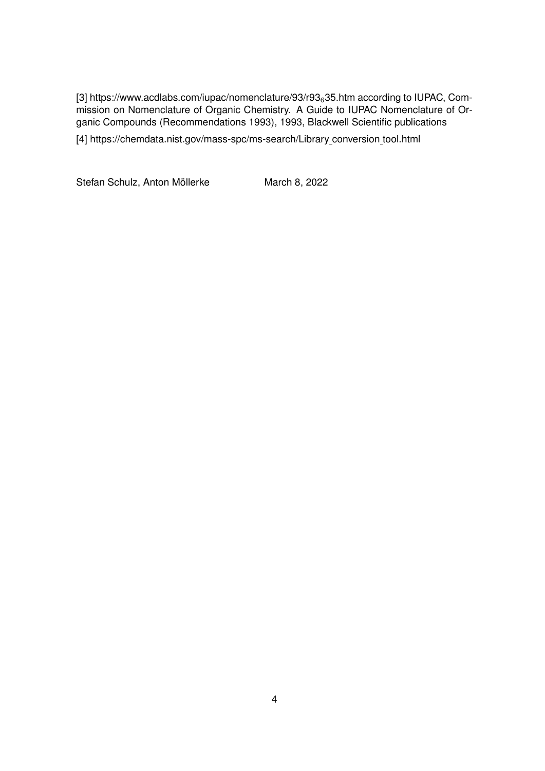[3] https://www.acdlabs.com/iupac/nomenclature/93/r93$_6$35.htm according to IUPAC, Commission on Nomenclature of Organic Chemistry. A Guide to IUPAC Nomenclature of Organic Compounds (Recommendations 1993), 1993, Blackwell Scientific publications

[4] https://chemdata.nist.gov/mass-spc/ms-search/Library_conversion_tool.html

Stefan Schulz, Anton Möllerke  March 8, 2022